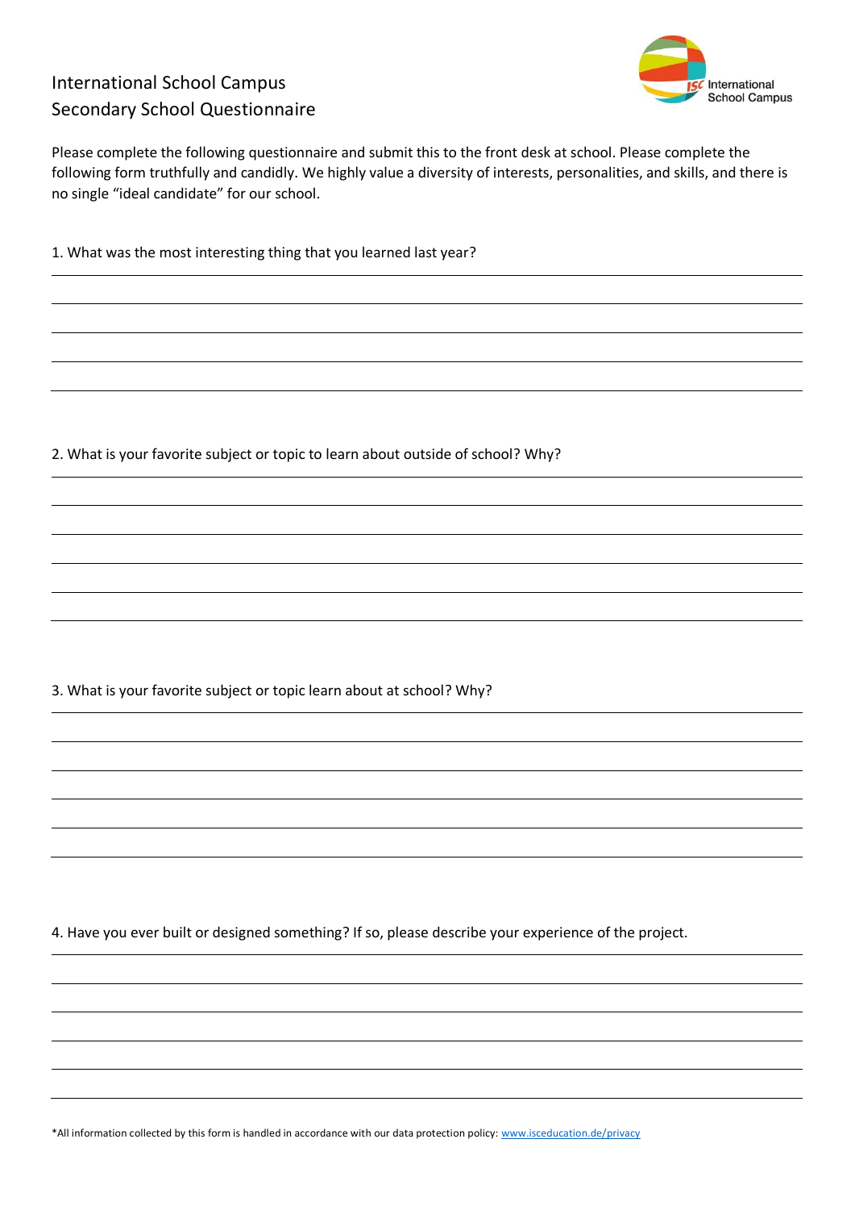# International School Campus
## Secondary School Questionnaire

Please complete the following questionnaire and submit this to the front desk at school. Please complete the following form truthfully and candidly. We highly value a diversity of interests, personalities, and skills, and there is no single "ideal candidate" for our school.

1. What was the most interesting thing that you learned last year?

2. What is your favorite subject or topic to learn about outside of school? Why?

3. What is your favorite subject or topic learn about at school? Why?

4. Have you ever built or designed something? If so, please describe your experience of the project.

*All information collected by this form is handled in accordance with our data protection policy: [www.isceducation.de/privacy](www.isceducation.de/privacy)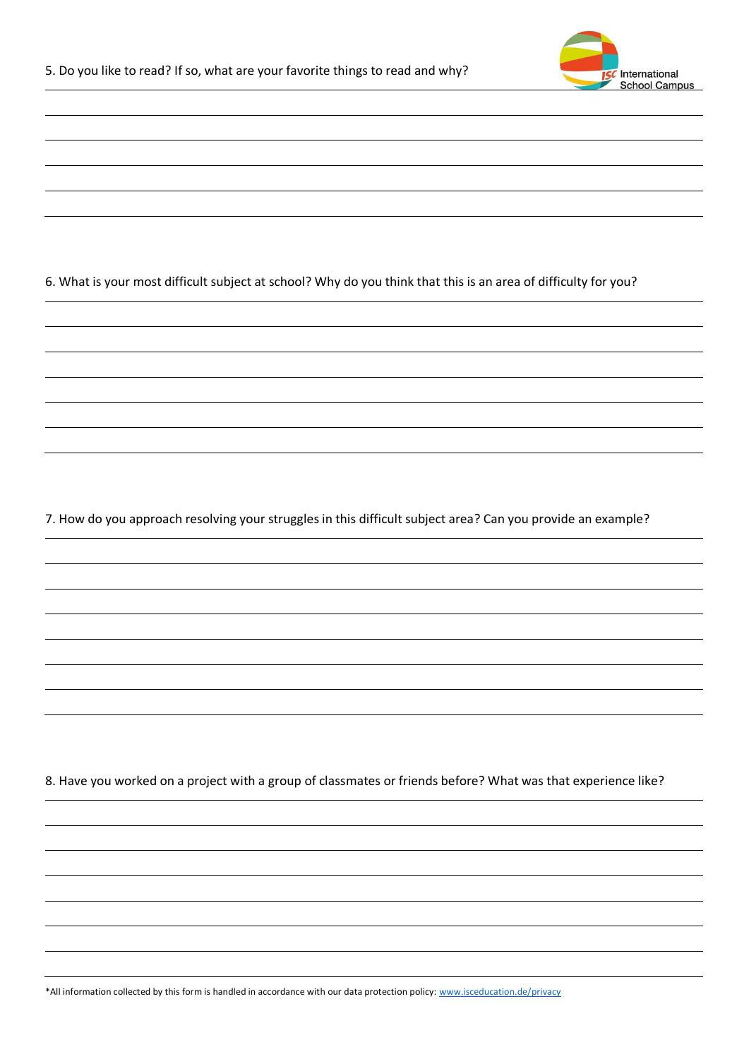5. Do you like to read? If so, what are your favorite things to read and why?

6. What is your most difficult subject at school? Why do you think that this is an area of difficulty for you?

7. How do you approach resolving your struggles in this difficult subject area? Can you provide an example?

8. Have you worked on a project with a group of classmates or friends before? What was that experience like?

*All information collected by this form is handled in accordance with our data protection policy: [www.isceducation.de/privacy](http://www.isceducation.de/privacy)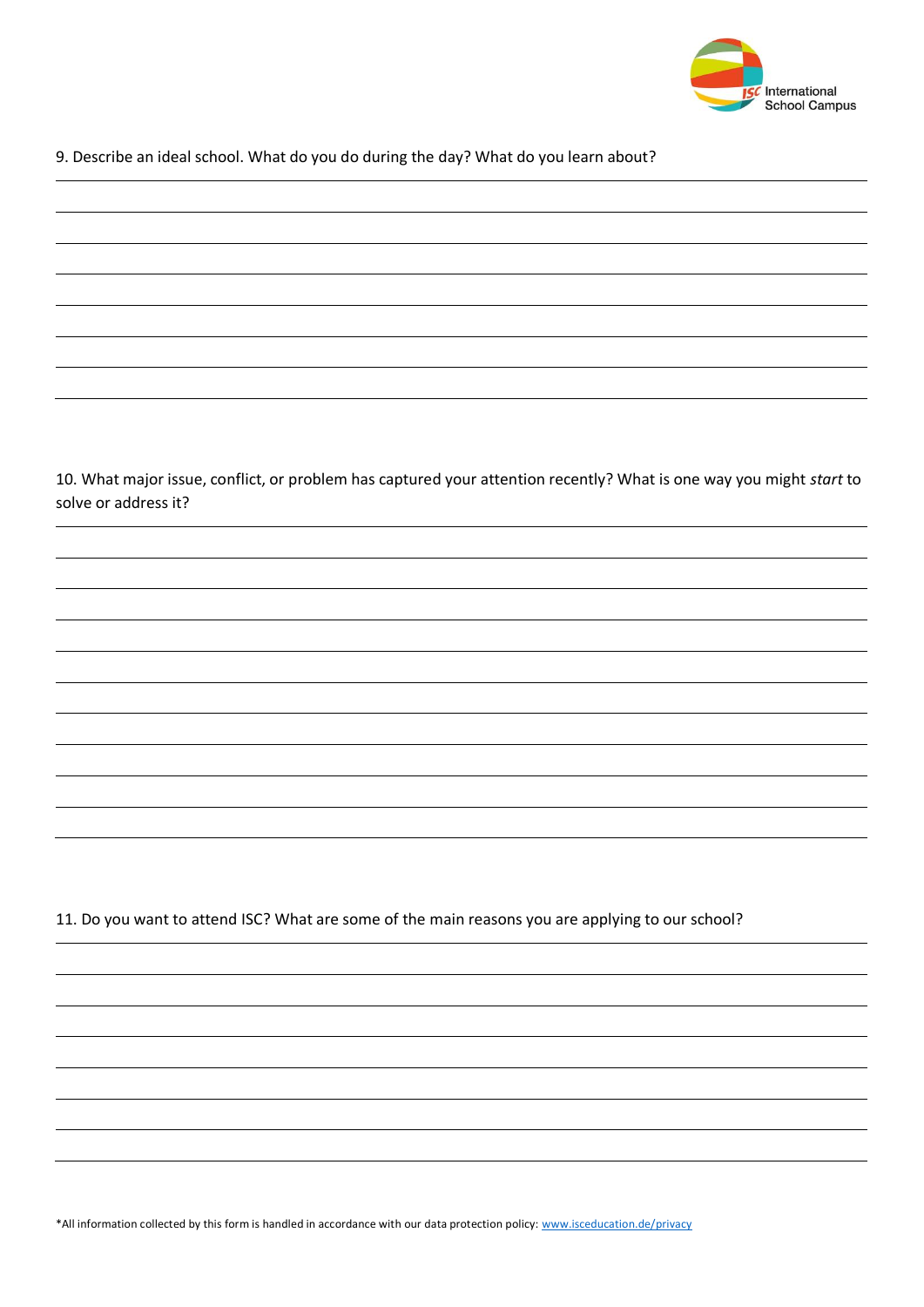9. Describe an ideal school. What do you do during the day? What do you learn about?

10. What major issue, conflict, or problem has captured your attention recently? What is one way you might *start* to solve or address it?

11. Do you want to attend ISC? What are some of the main reasons you are applying to our school?

*All information collected by this form is handled in accordance with our data protection policy: www.isceducation.de/privacy